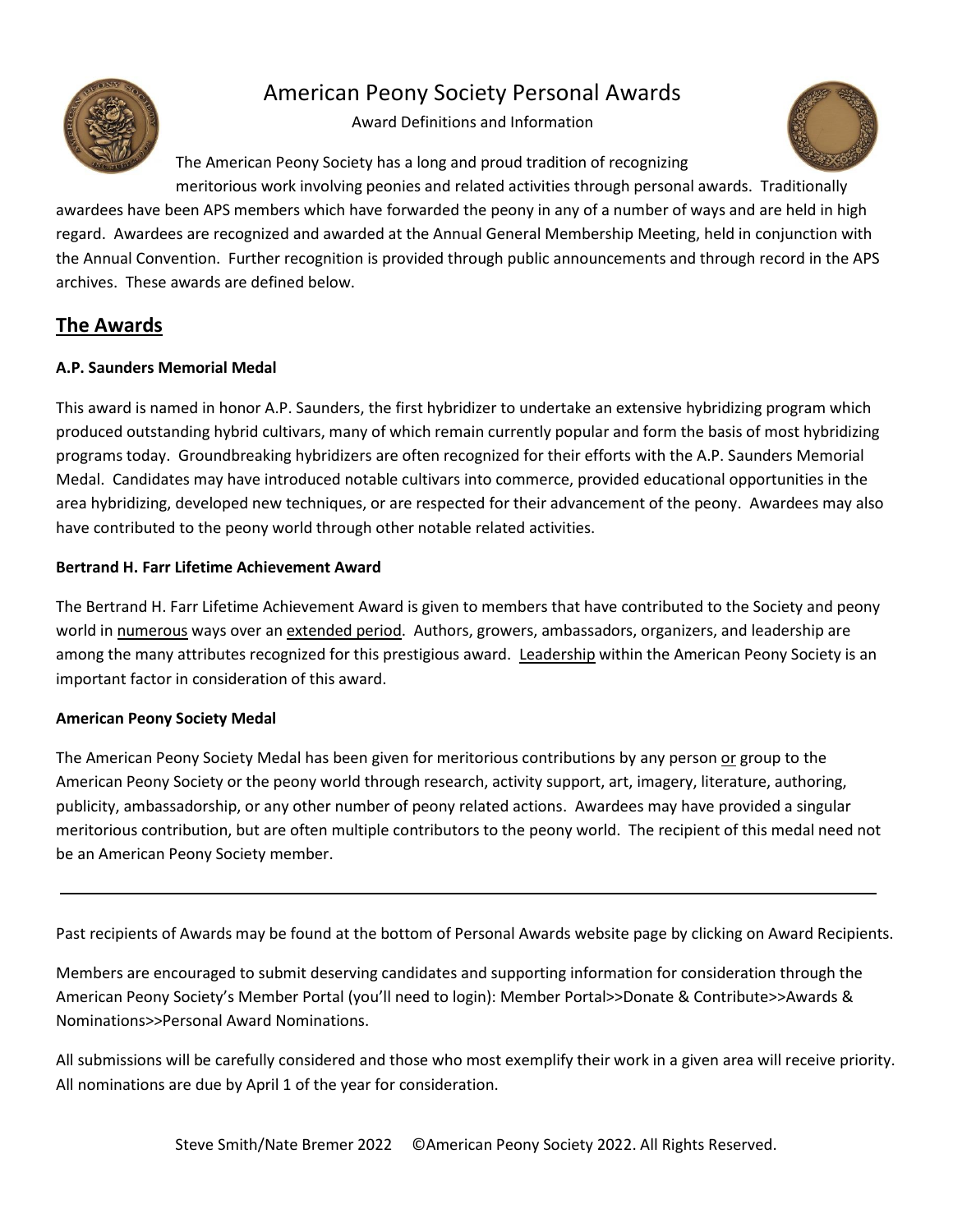# American Peony Society Personal Awards

Award Definitions and Information

The American Peony Society has a long and proud tradition of recognizing meritorious work involving peonies and related activities through personal awards. Traditionally awardees have been APS members which have forwarded the peony in any of a number of ways and are held in high regard. Awardees are recognized and awarded at the Annual General Membership Meeting, held in conjunction with the Annual Convention. Further recognition is provided through public announcements and through record in the APS archives. These awards are defined below.

## The Awards

### A.P. Saunders Memorial Medal

This award is named in honor A.P. Saunders, the first hybridizer to undertake an extensive hybridizing program which produced outstanding hybrid cultivars, many of which remain currently popular and form the basis of most hybridizing programs today. Groundbreaking hybridizers are often recognized for their efforts with the A.P. Saunders Memorial Medal. Candidates may have introduced notable cultivars into commerce, provided educational opportunities in the area hybridizing, developed new techniques, or are respected for their advancement of the peony. Awardees may also have contributed to the peony world through other notable related activities.

### Bertrand H. Farr Lifetime Achievement Award

The Bertrand H. Farr Lifetime Achievement Award is given to members that have contributed to the Society and peony world in <u>numerous</u> ways over an <u>extended period</u>. Authors, growers, ambassadors, organizers, and leadership are among the many attributes recognized for this prestigious award. <u>Leadership</u> within the American Peony Society is an important factor in consideration of this award.

### American Peony Society Medal

The American Peony Society Medal has been given for meritorious contributions by any person <u>or</u> group to the American Peony Society or the peony world through research, activity support, art, imagery, literature, authoring, publicity, ambassadorship, or any other number of peony related actions. Awardees may have provided a singular meritorious contribution, but are often multiple contributors to the peony world. The recipient of this medal need not be an American Peony Society member.

---

Past recipients of Awards may be found at the bottom of Personal Awards website page by clicking on Award Recipients.

Members are encouraged to submit deserving candidates and supporting information for consideration through the American Peony Society's Member Portal (you'll need to login): Member Portal>>Donate & Contribute>>Awards & Nominations>>Personal Award Nominations.

All submissions will be carefully considered and those who most exemplify their work in a given area will receive priority. All nominations are due by April 1 of the year for consideration.

Steve Smith/Nate Bremer 2022 ©American Peony Society 2022. All Rights Reserved.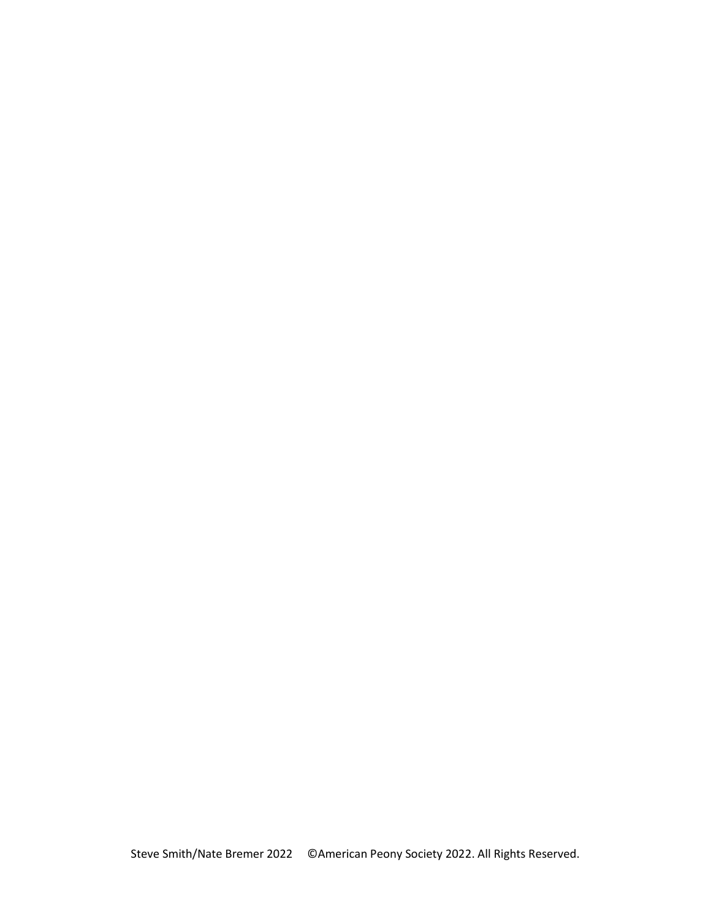Steve Smith/Nate Bremer 2022 ©American Peony Society 2022. All Rights Reserved.